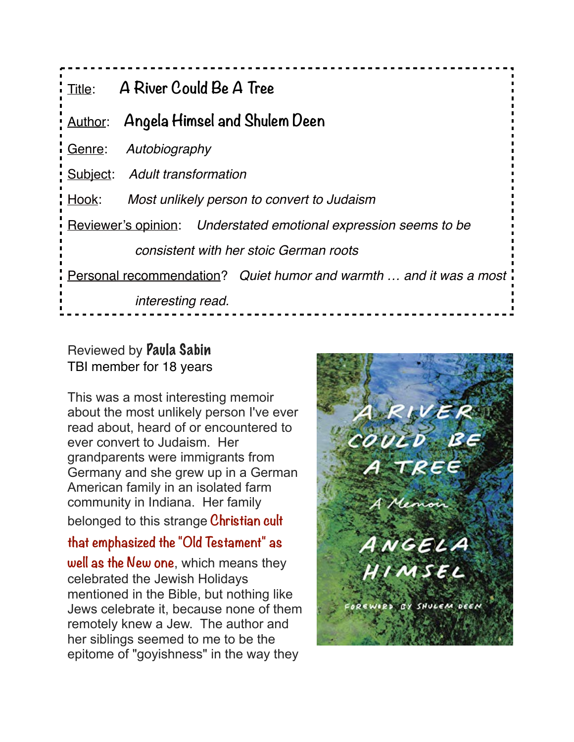**Title**: A River Could Be A Tree

**Author**: Angela Himsel and Shulem Deen

**Genre**: *Autobiography*

**Subject**: *Adult transformation*

**Hook**: *Most unlikely person to convert to Judaism*

**Reviewer's opinion**: *Understated emotional expression seems to be consistent with her stoic German roots*

**Personal recommendation**? *Quiet humor and warmth … and it was a most interesting read.*

Reviewed by **Paula Sabin**
TBI member for 18 years

This was a most interesting memoir about the most unlikely person I've ever read about, heard of or encountered to ever convert to Judaism. Her grandparents were immigrants from Germany and she grew up in a German American family in an isolated farm community in Indiana. Her family belonged to this strange **Christian cult that emphasized the "Old Testament" as well as the New one**, which means they celebrated the Jewish Holidays mentioned in the Bible, but nothing like Jews celebrate it, because none of them remotely knew a Jew. The author and her siblings seemed to me to be the epitome of "goyishness" in the way they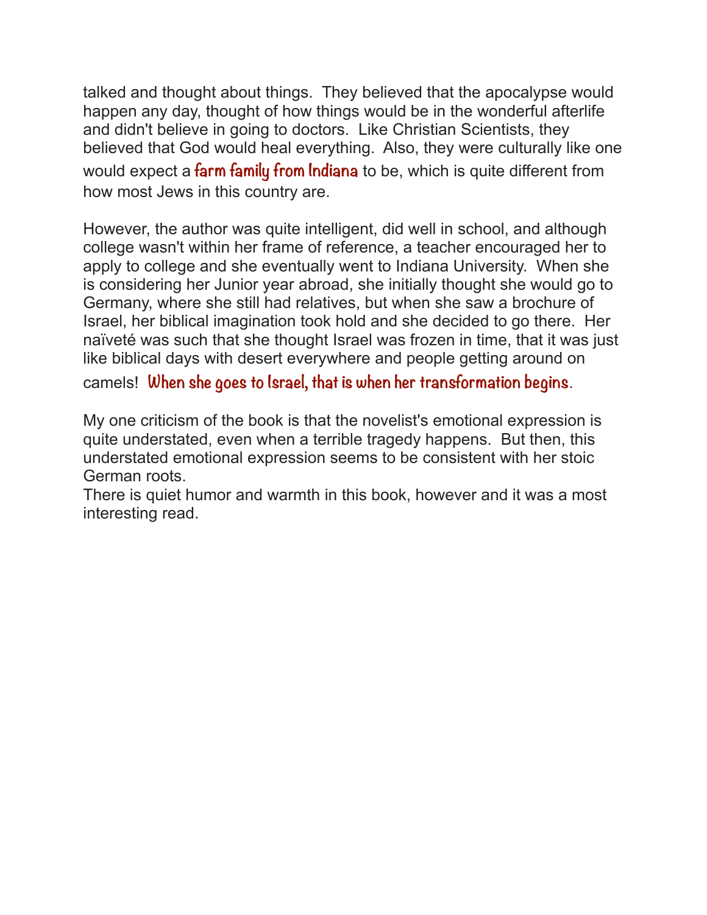talked and thought about things. They believed that the apocalypse would happen any day, thought of how things would be in the wonderful afterlife and didn't believe in going to doctors. Like Christian Scientists, they believed that God would heal everything. Also, they were culturally like one would expect a farm family from Indiana to be, which is quite different from how most Jews in this country are.

However, the author was quite intelligent, did well in school, and although college wasn't within her frame of reference, a teacher encouraged her to apply to college and she eventually went to Indiana University. When she is considering her Junior year abroad, she initially thought she would go to Germany, where she still had relatives, but when she saw a brochure of Israel, her biblical imagination took hold and she decided to go there. Her naïveté was such that she thought Israel was frozen in time, that it was just like biblical days with desert everywhere and people getting around on camels! When she goes to Israel, that is when her transformation begins.

My one criticism of the book is that the novelist's emotional expression is quite understated, even when a terrible tragedy happens. But then, this understated emotional expression seems to be consistent with her stoic German roots.
There is quiet humor and warmth in this book, however and it was a most interesting read.